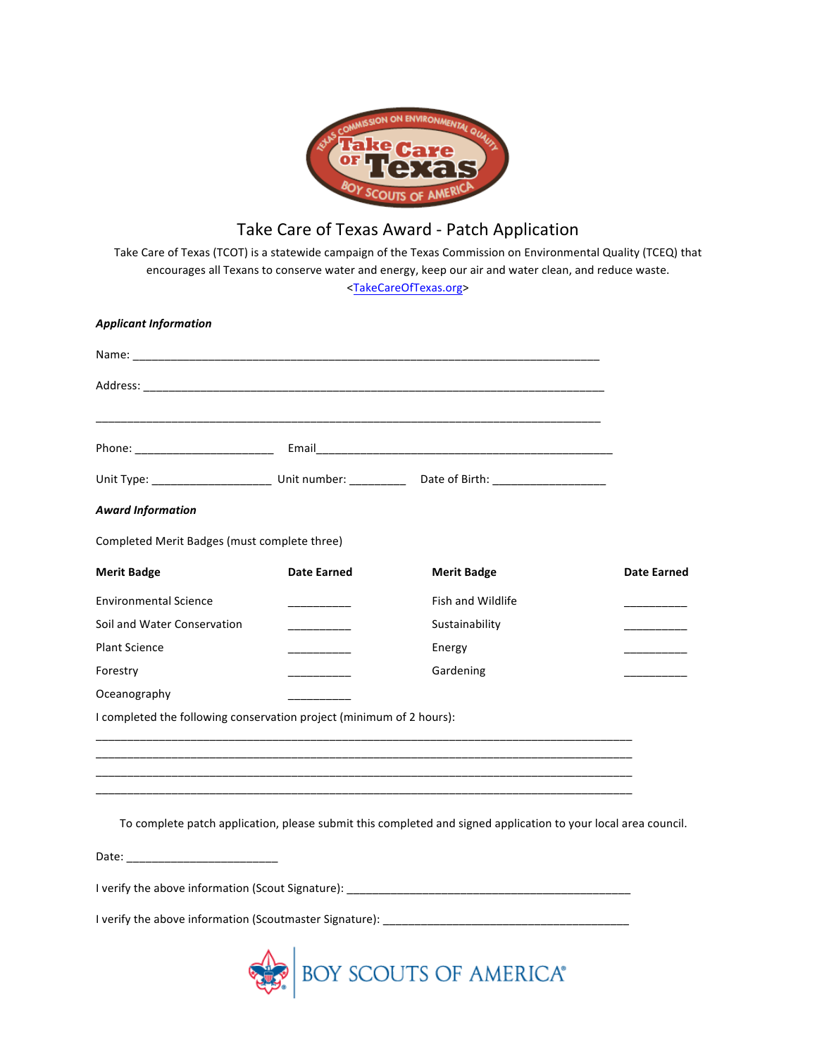# Take Care of Texas Award - Patch Application

Take Care of Texas (TCOT) is a statewide campaign of the Texas Commission on Environmental Quality (TCEQ) that encourages all Texans to conserve water and energy, keep our air and water clean, and reduce waste.
<TakeCareOfTexas.org>

***Applicant Information***

Name: ___________________________________________________________________________

Address: _________________________________________________________________________

_________________________________________________________________________________

Phone: ______________________ Email_______________________________________________

Unit Type: ___________________ Unit number: _________ Date of Birth: __________________

***Award Information***

Completed Merit Badges (must complete three)

| Merit Badge | Date Earned | Merit Badge | Date Earned |
|---|---|---|---|
| Environmental Science | __________ | Fish and Wildlife | __________ |
| Soil and Water Conservation | __________ | Sustainability | __________ |
| Plant Science | __________ | Energy | __________ |
| Forestry | __________ | Gardening | __________ |
| Oceanography | __________ | | |

I completed the following conservation project (minimum of 2 hours):

_________________________________________________________________________________________
_________________________________________________________________________________________
_________________________________________________________________________________________
_________________________________________________________________________________________

To complete patch application, please submit this completed and signed application to your local area council.

Date: ________________________

I verify the above information (Scout Signature): ______________________________________________

I verify the above information (Scoutmaster Signature): ________________________________________

BOY SCOUTS OF AMERICA®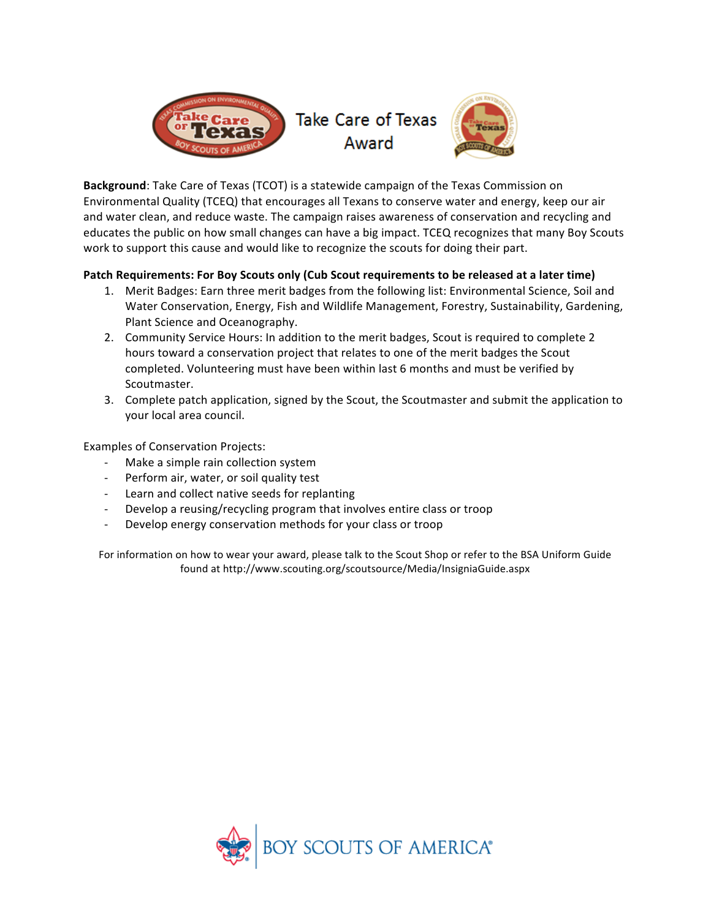# Take Care of Texas Award

**Background**: Take Care of Texas (TCOT) is a statewide campaign of the Texas Commission on Environmental Quality (TCEQ) that encourages all Texans to conserve water and energy, keep our air and water clean, and reduce waste. The campaign raises awareness of conservation and recycling and educates the public on how small changes can have a big impact. TCEQ recognizes that many Boy Scouts work to support this cause and would like to recognize the scouts for doing their part.

**Patch Requirements: For Boy Scouts only (Cub Scout requirements to be released at a later time)**

1. Merit Badges: Earn three merit badges from the following list: Environmental Science, Soil and Water Conservation, Energy, Fish and Wildlife Management, Forestry, Sustainability, Gardening, Plant Science and Oceanography.
2. Community Service Hours: In addition to the merit badges, Scout is required to complete 2 hours toward a conservation project that relates to one of the merit badges the Scout completed. Volunteering must have been within last 6 months and must be verified by Scoutmaster.
3. Complete patch application, signed by the Scout, the Scoutmaster and submit the application to your local area council.

Examples of Conservation Projects:

- Make a simple rain collection system
- Perform air, water, or soil quality test
- Learn and collect native seeds for replanting
- Develop a reusing/recycling program that involves entire class or troop
- Develop energy conservation methods for your class or troop

For information on how to wear your award, please talk to the Scout Shop or refer to the BSA Uniform Guide found at http://www.scouting.org/scoutsource/Media/InsigniaGuide.aspx

BOY SCOUTS OF AMERICA®